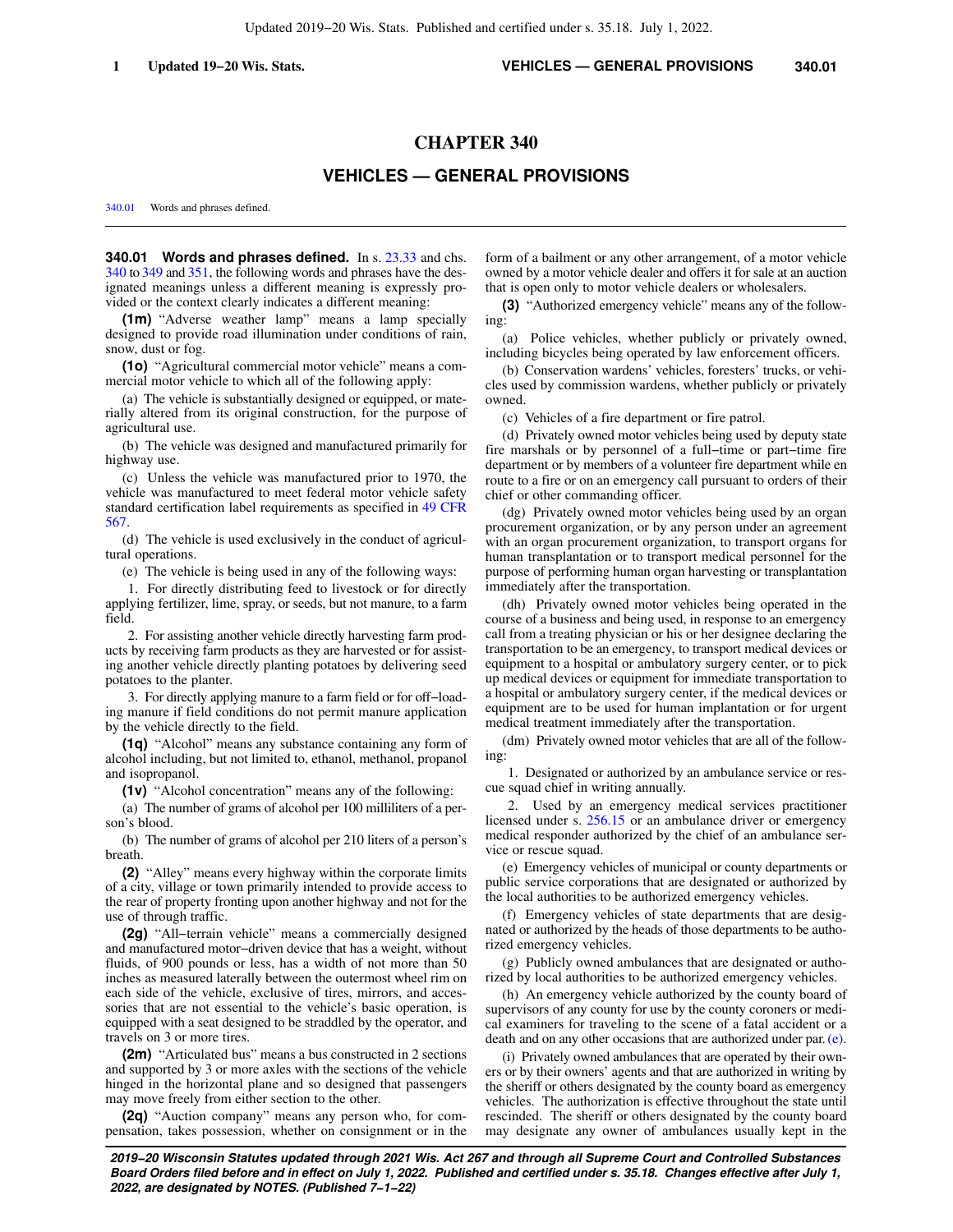# CHAPTER 340

## VEHICLES — GENERAL PROVISIONS

340.01 Words and phrases defined.

**340.01 Words and phrases defined.** In s. 23.33 and chs. 340 to 349 and 351, the following words and phrases have the designated meanings unless a different meaning is expressly provided or the context clearly indicates a different meaning:

**(1m)** "Adverse weather lamp" means a lamp specially designed to provide road illumination under conditions of rain, snow, dust or fog.

**(1o)** "Agricultural commercial motor vehicle" means a commercial motor vehicle to which all of the following apply:

(a) The vehicle is substantially designed or equipped, or materially altered from its original construction, for the purpose of agricultural use.

(b) The vehicle was designed and manufactured primarily for highway use.

(c) Unless the vehicle was manufactured prior to 1970, the vehicle was manufactured to meet federal motor vehicle safety standard certification label requirements as specified in 49 CFR 567.

(d) The vehicle is used exclusively in the conduct of agricultural operations.

(e) The vehicle is being used in any of the following ways:

1. For directly distributing feed to livestock or for directly applying fertilizer, lime, spray, or seeds, but not manure, to a farm field.

2. For assisting another vehicle directly harvesting farm products by receiving farm products as they are harvested or for assisting another vehicle directly planting potatoes by delivering seed potatoes to the planter.

3. For directly applying manure to a farm field or for off-loading manure if field conditions do not permit manure application by the vehicle directly to the field.

**(1q)** "Alcohol" means any substance containing any form of alcohol including, but not limited to, ethanol, methanol, propanol and isopropanol.

**(1v)** "Alcohol concentration" means any of the following:

(a) The number of grams of alcohol per 100 milliliters of a person's blood.

(b) The number of grams of alcohol per 210 liters of a person's breath.

**(2)** "Alley" means every highway within the corporate limits of a city, village or town primarily intended to provide access to the rear of property fronting upon another highway and not for the use of through traffic.

**(2g)** "All-terrain vehicle" means a commercially designed and manufactured motor-driven device that has a weight, without fluids, of 900 pounds or less, has a width of not more than 50 inches as measured laterally between the outermost wheel rim on each side of the vehicle, exclusive of tires, mirrors, and accessories that are not essential to the vehicle's basic operation, is equipped with a seat designed to be straddled by the operator, and travels on 3 or more tires.

**(2m)** "Articulated bus" means a bus constructed in 2 sections and supported by 3 or more axles with the sections of the vehicle hinged in the horizontal plane and so designed that passengers may move freely from either section to the other.

**(2q)** "Auction company" means any person who, for compensation, takes possession, whether on consignment or in the form of a bailment or any other arrangement, of a motor vehicle owned by a motor vehicle dealer and offers it for sale at an auction that is open only to motor vehicle dealers or wholesalers.

**(3)** "Authorized emergency vehicle" means any of the following:

(a) Police vehicles, whether publicly or privately owned, including bicycles being operated by law enforcement officers.

(b) Conservation wardens' vehicles, foresters' trucks, or vehicles used by commission wardens, whether publicly or privately owned.

(c) Vehicles of a fire department or fire patrol.

(d) Privately owned motor vehicles being used by deputy state fire marshals or by personnel of a full-time or part-time fire department or by members of a volunteer fire department while en route to a fire or on an emergency call pursuant to orders of their chief or other commanding officer.

(dg) Privately owned motor vehicles being used by an organ procurement organization, or by any person under an agreement with an organ procurement organization, to transport organs for human transplantation or to transport medical personnel for the purpose of performing human organ harvesting or transplantation immediately after the transportation.

(dh) Privately owned motor vehicles being operated in the course of a business and being used, in response to an emergency call from a treating physician or his or her designee declaring the transportation to be an emergency, to transport medical devices or equipment to a hospital or ambulatory surgery center, or to pick up medical devices or equipment for immediate transportation to a hospital or ambulatory surgery center, if the medical devices or equipment are to be used for human implantation or for urgent medical treatment immediately after the transportation.

(dm) Privately owned motor vehicles that are all of the following:

1. Designated or authorized by an ambulance service or rescue squad chief in writing annually.

2. Used by an emergency medical services practitioner licensed under s. 256.15 or an ambulance driver or emergency medical responder authorized by the chief of an ambulance service or rescue squad.

(e) Emergency vehicles of municipal or county departments or public service corporations that are designated or authorized by the local authorities to be authorized emergency vehicles.

(f) Emergency vehicles of state departments that are designated or authorized by the heads of those departments to be authorized emergency vehicles.

(g) Publicly owned ambulances that are designated or authorized by local authorities to be authorized emergency vehicles.

(h) An emergency vehicle authorized by the county board of supervisors of any county for use by the county coroners or medical examiners for traveling to the scene of a fatal accident or a death and on any other occasions that are authorized under par. (e).

(i) Privately owned ambulances that are operated by their owners or by their owners' agents and that are authorized in writing by the sheriff or others designated by the county board as emergency vehicles. The authorization is effective throughout the state until rescinded. The sheriff or others designated by the county board may designate any owner of ambulances usually kept in the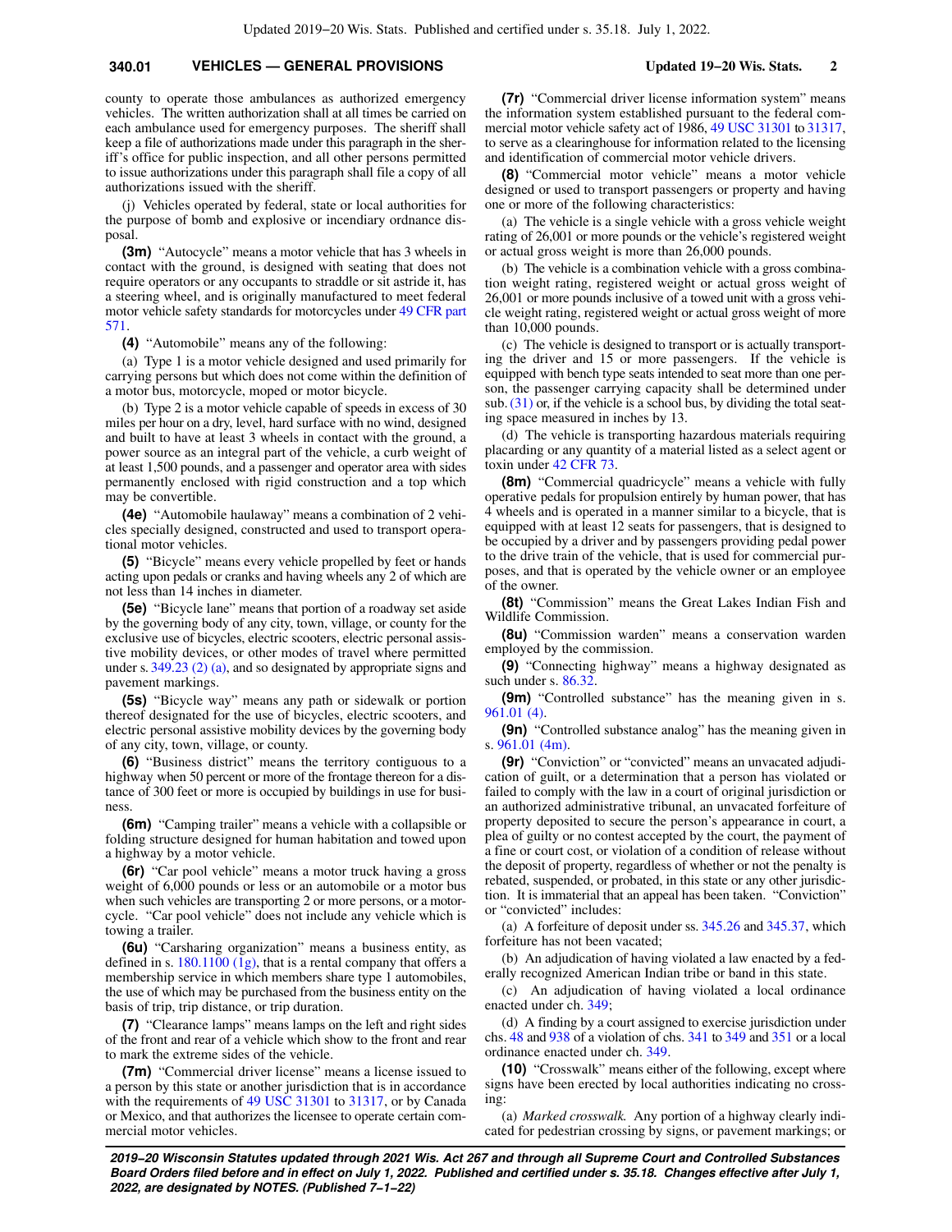county to operate those ambulances as authorized emergency vehicles. The written authorization shall at all times be carried on each ambulance used for emergency purposes. The sheriff shall keep a file of authorizations made under this paragraph in the sheriff's office for public inspection, and all other persons permitted to issue authorizations under this paragraph shall file a copy of all authorizations issued with the sheriff.

(j) Vehicles operated by federal, state or local authorities for the purpose of bomb and explosive or incendiary ordnance disposal.

**(3m)** "Autocycle" means a motor vehicle that has 3 wheels in contact with the ground, is designed with seating that does not require operators or any occupants to straddle or sit astride it, has a steering wheel, and is originally manufactured to meet federal motor vehicle safety standards for motorcycles under 49 CFR part 571.

**(4)** "Automobile" means any of the following:

(a) Type 1 is a motor vehicle designed and used primarily for carrying persons but which does not come within the definition of a motor bus, motorcycle, moped or motor bicycle.

(b) Type 2 is a motor vehicle capable of speeds in excess of 30 miles per hour on a dry, level, hard surface with no wind, designed and built to have at least 3 wheels in contact with the ground, a power source as an integral part of the vehicle, a curb weight of at least 1,500 pounds, and a passenger and operator area with sides permanently enclosed with rigid construction and a top which may be convertible.

**(4e)** "Automobile haulaway" means a combination of 2 vehicles specially designed, constructed and used to transport operational motor vehicles.

**(5)** "Bicycle" means every vehicle propelled by feet or hands acting upon pedals or cranks and having wheels any 2 of which are not less than 14 inches in diameter.

**(5e)** "Bicycle lane" means that portion of a roadway set aside by the governing body of any city, town, village, or county for the exclusive use of bicycles, electric scooters, electric personal assistive mobility devices, or other modes of travel where permitted under s. 349.23 (2) (a), and so designated by appropriate signs and pavement markings.

**(5s)** "Bicycle way" means any path or sidewalk or portion thereof designated for the use of bicycles, electric scooters, and electric personal assistive mobility devices by the governing body of any city, town, village, or county.

**(6)** "Business district" means the territory contiguous to a highway when 50 percent or more of the frontage thereon for a distance of 300 feet or more is occupied by buildings in use for business.

**(6m)** "Camping trailer" means a vehicle with a collapsible or folding structure designed for human habitation and towed upon a highway by a motor vehicle.

**(6r)** "Car pool vehicle" means a motor truck having a gross weight of 6,000 pounds or less or an automobile or a motor bus when such vehicles are transporting 2 or more persons, or a motorcycle. "Car pool vehicle" does not include any vehicle which is towing a trailer.

**(6u)** "Carsharing organization" means a business entity, as defined in s. 180.1100 (1g), that is a rental company that offers a membership service in which members share type 1 automobiles, the use of which may be purchased from the business entity on the basis of trip, trip distance, or trip duration.

**(7)** "Clearance lamps" means lamps on the left and right sides of the front and rear of a vehicle which show to the front and rear to mark the extreme sides of the vehicle.

**(7m)** "Commercial driver license" means a license issued to a person by this state or another jurisdiction that is in accordance with the requirements of 49 USC 31301 to 31317, or by Canada or Mexico, and that authorizes the licensee to operate certain commercial motor vehicles.

**(7r)** "Commercial driver license information system" means the information system established pursuant to the federal commercial motor vehicle safety act of 1986, 49 USC 31301 to 31317, to serve as a clearinghouse for information related to the licensing and identification of commercial motor vehicle drivers.

**(8)** "Commercial motor vehicle" means a motor vehicle designed or used to transport passengers or property and having one or more of the following characteristics:

(a) The vehicle is a single vehicle with a gross vehicle weight rating of 26,001 or more pounds or the vehicle's registered weight or actual gross weight is more than 26,000 pounds.

(b) The vehicle is a combination vehicle with a gross combination weight rating, registered weight or actual gross weight of 26,001 or more pounds inclusive of a towed unit with a gross vehicle weight rating, registered weight or actual gross weight of more than 10,000 pounds.

(c) The vehicle is designed to transport or is actually transporting the driver and 15 or more passengers. If the vehicle is equipped with bench type seats intended to seat more than one person, the passenger carrying capacity shall be determined under sub. (31) or, if the vehicle is a school bus, by dividing the total seating space measured in inches by 13.

(d) The vehicle is transporting hazardous materials requiring placarding or any quantity of a material listed as a select agent or toxin under 42 CFR 73.

**(8m)** "Commercial quadricycle" means a vehicle with fully operative pedals for propulsion entirely by human power, that has 4 wheels and is operated in a manner similar to a bicycle, that is equipped with at least 12 seats for passengers, that is designed to be occupied by a driver and by passengers providing pedal power to the drive train of the vehicle, that is used for commercial purposes, and that is operated by the vehicle owner or an employee of the owner.

**(8t)** "Commission" means the Great Lakes Indian Fish and Wildlife Commission.

**(8u)** "Commission warden" means a conservation warden employed by the commission.

**(9)** "Connecting highway" means a highway designated as such under s. 86.32.

**(9m)** "Controlled substance" has the meaning given in s. 961.01 (4).

**(9n)** "Controlled substance analog" has the meaning given in s. 961.01 (4m).

**(9r)** "Conviction" or "convicted" means an unvacated adjudication of guilt, or a determination that a person has violated or failed to comply with the law in a court of original jurisdiction or an authorized administrative tribunal, an unvacated forfeiture of property deposited to secure the person's appearance in court, a plea of guilty or no contest accepted by the court, the payment of a fine or court cost, or violation of a condition of release without the deposit of property, regardless of whether or not the penalty is rebated, suspended, or probated, in this state or any other jurisdiction. It is immaterial that an appeal has been taken. "Conviction" or "convicted" includes:

(a) A forfeiture of deposit under ss. 345.26 and 345.37, which forfeiture has not been vacated;

(b) An adjudication of having violated a law enacted by a federally recognized American Indian tribe or band in this state.

(c) An adjudication of having violated a local ordinance enacted under ch. 349;

(d) A finding by a court assigned to exercise jurisdiction under chs. 48 and 938 of a violation of chs. 341 to 349 and 351 or a local ordinance enacted under ch. 349.

**(10)** "Crosswalk" means either of the following, except where signs have been erected by local authorities indicating no crossing:

(a) *Marked crosswalk.* Any portion of a highway clearly indicated for pedestrian crossing by signs, or pavement markings; or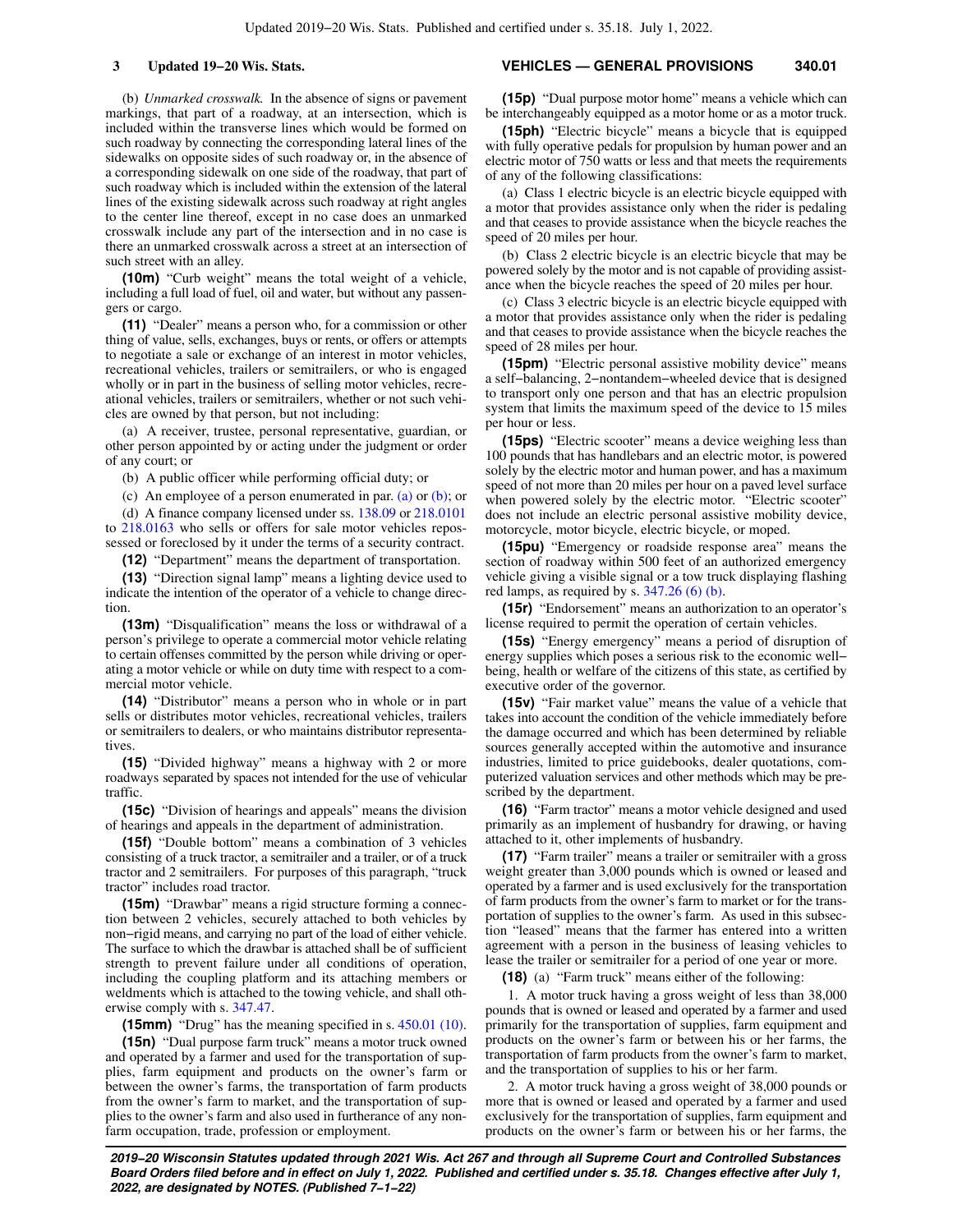(b) *Unmarked crosswalk.* In the absence of signs or pavement markings, that part of a roadway, at an intersection, which is included within the transverse lines which would be formed on such roadway by connecting the corresponding lateral lines of the sidewalks on opposite sides of such roadway or, in the absence of a corresponding sidewalk on one side of the roadway, that part of such roadway which is included within the extension of the lateral lines of the existing sidewalk across such roadway at right angles to the center line thereof, except in no case does an unmarked crosswalk include any part of the intersection and in no case is there an unmarked crosswalk across a street at an intersection of such street with an alley.

**(10m)** "Curb weight" means the total weight of a vehicle, including a full load of fuel, oil and water, but without any passengers or cargo.

**(11)** "Dealer" means a person who, for a commission or other thing of value, sells, exchanges, buys or rents, or offers or attempts to negotiate a sale or exchange of an interest in motor vehicles, recreational vehicles, trailers or semitrailers, or who is engaged wholly or in part in the business of selling motor vehicles, recreational vehicles, trailers or semitrailers, whether or not such vehicles are owned by that person, but not including:

(a) A receiver, trustee, personal representative, guardian, or other person appointed by or acting under the judgment or order of any court; or

(b) A public officer while performing official duty; or

(c) An employee of a person enumerated in par. (a) or (b); or

(d) A finance company licensed under ss. 138.09 or 218.0101 to 218.0163 who sells or offers for sale motor vehicles repossessed or foreclosed by it under the terms of a security contract.

**(12)** "Department" means the department of transportation.

**(13)** "Direction signal lamp" means a lighting device used to indicate the intention of the operator of a vehicle to change direction.

**(13m)** "Disqualification" means the loss or withdrawal of a person's privilege to operate a commercial motor vehicle relating to certain offenses committed by the person while driving or operating a motor vehicle or while on duty time with respect to a commercial motor vehicle.

**(14)** "Distributor" means a person who in whole or in part sells or distributes motor vehicles, recreational vehicles, trailers or semitrailers to dealers, or who maintains distributor representatives.

**(15)** "Divided highway" means a highway with 2 or more roadways separated by spaces not intended for the use of vehicular traffic.

**(15c)** "Division of hearings and appeals" means the division of hearings and appeals in the department of administration.

**(15f)** "Double bottom" means a combination of 3 vehicles consisting of a truck tractor, a semitrailer and a trailer, or of a truck tractor and 2 semitrailers. For purposes of this paragraph, "truck tractor" includes road tractor.

**(15m)** "Drawbar" means a rigid structure forming a connection between 2 vehicles, securely attached to both vehicles by non−rigid means, and carrying no part of the load of either vehicle. The surface to which the drawbar is attached shall be of sufficient strength to prevent failure under all conditions of operation, including the coupling platform and its attaching members or weldments which is attached to the towing vehicle, and shall otherwise comply with s. 347.47.

**(15mm)** "Drug" has the meaning specified in s. 450.01 (10).

**(15n)** "Dual purpose farm truck" means a motor truck owned and operated by a farmer and used for the transportation of supplies, farm equipment and products on the owner's farm or between the owner's farms, the transportation of farm products from the owner's farm to market, and the transportation of supplies to the owner's farm and also used in furtherance of any nonfarm occupation, trade, profession or employment.

**(15p)** "Dual purpose motor home" means a vehicle which can be interchangeably equipped as a motor home or as a motor truck.

**(15ph)** "Electric bicycle" means a bicycle that is equipped with fully operative pedals for propulsion by human power and an electric motor of 750 watts or less and that meets the requirements of any of the following classifications:

(a) Class 1 electric bicycle is an electric bicycle equipped with a motor that provides assistance only when the rider is pedaling and that ceases to provide assistance when the bicycle reaches the speed of 20 miles per hour.

(b) Class 2 electric bicycle is an electric bicycle that may be powered solely by the motor and is not capable of providing assistance when the bicycle reaches the speed of 20 miles per hour.

(c) Class 3 electric bicycle is an electric bicycle equipped with a motor that provides assistance only when the rider is pedaling and that ceases to provide assistance when the bicycle reaches the speed of 28 miles per hour.

**(15pm)** "Electric personal assistive mobility device" means a self−balancing, 2−nontandem−wheeled device that is designed to transport only one person and that has an electric propulsion system that limits the maximum speed of the device to 15 miles per hour or less.

**(15ps)** "Electric scooter" means a device weighing less than 100 pounds that has handlebars and an electric motor, is powered solely by the electric motor and human power, and has a maximum speed of not more than 20 miles per hour on a paved level surface when powered solely by the electric motor. "Electric scooter" does not include an electric personal assistive mobility device, motorcycle, motor bicycle, electric bicycle, or moped.

**(15pu)** "Emergency or roadside response area" means the section of roadway within 500 feet of an authorized emergency vehicle giving a visible signal or a tow truck displaying flashing red lamps, as required by s. 347.26 (6) (b).

**(15r)** "Endorsement" means an authorization to an operator's license required to permit the operation of certain vehicles.

**(15s)** "Energy emergency" means a period of disruption of energy supplies which poses a serious risk to the economic well−being, health or welfare of the citizens of this state, as certified by executive order of the governor.

**(15v)** "Fair market value" means the value of a vehicle that takes into account the condition of the vehicle immediately before the damage occurred and which has been determined by reliable sources generally accepted within the automotive and insurance industries, limited to price guidebooks, dealer quotations, computerized valuation services and other methods which may be prescribed by the department.

**(16)** "Farm tractor" means a motor vehicle designed and used primarily as an implement of husbandry for drawing, or having attached to it, other implements of husbandry.

**(17)** "Farm trailer" means a trailer or semitrailer with a gross weight greater than 3,000 pounds which is owned or leased and operated by a farmer and is used exclusively for the transportation of farm products from the owner's farm to market or for the transportation of supplies to the owner's farm. As used in this subsection "leased" means that the farmer has entered into a written agreement with a person in the business of leasing vehicles to lease the trailer or semitrailer for a period of one year or more.

**(18)** (a) "Farm truck" means either of the following:

1. A motor truck having a gross weight of less than 38,000 pounds that is owned or leased and operated by a farmer and used primarily for the transportation of supplies, farm equipment and products on the owner's farm or between his or her farms, the transportation of farm products from the owner's farm to market, and the transportation of supplies to his or her farm.

2. A motor truck having a gross weight of 38,000 pounds or more that is owned or leased and operated by a farmer and used exclusively for the transportation of supplies, farm equipment and products on the owner's farm or between his or her farms, the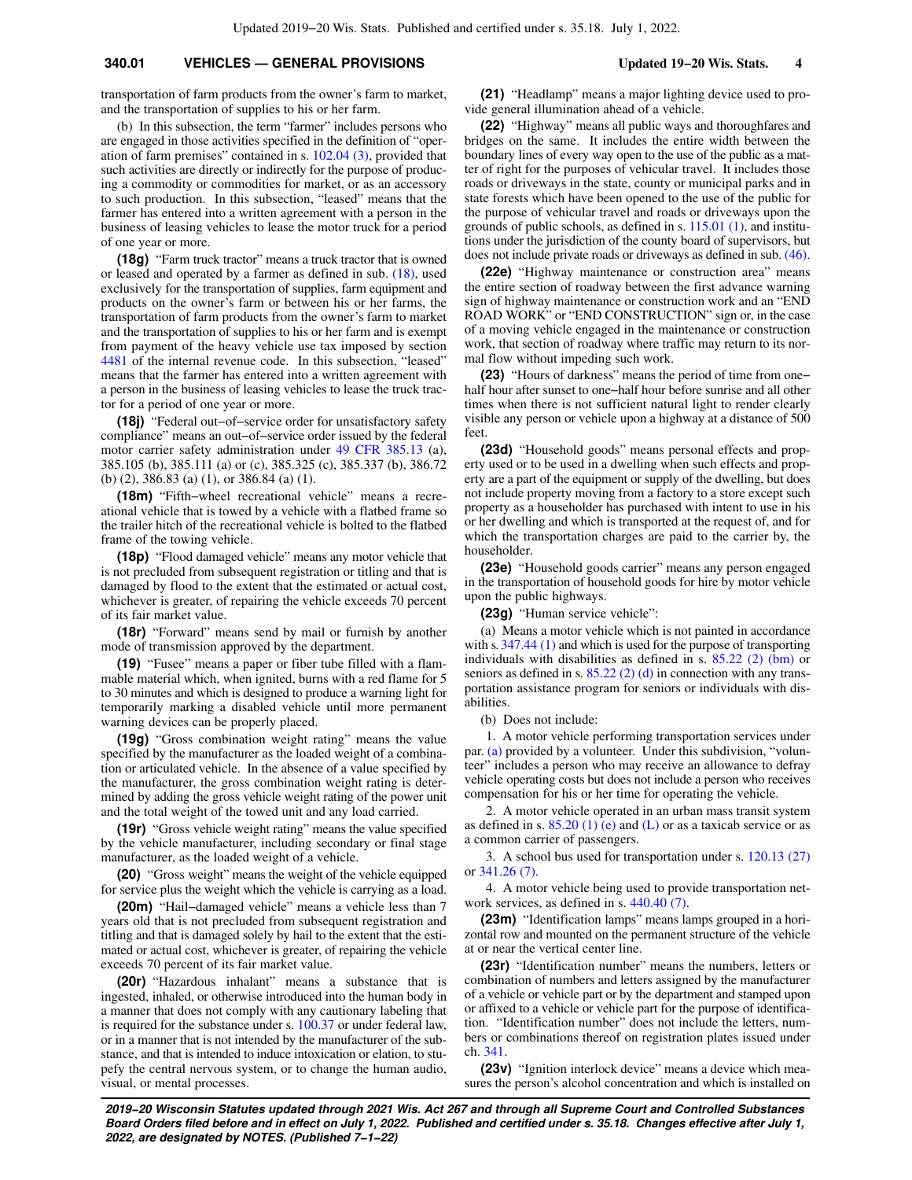transportation of farm products from the owner's farm to market, and the transportation of supplies to his or her farm.

(b) In this subsection, the term "farmer" includes persons who are engaged in those activities specified in the definition of "operation of farm premises" contained in s. 102.04 (3), provided that such activities are directly or indirectly for the purpose of producing a commodity or commodities for market, or as an accessory to such production. In this subsection, "leased" means that the farmer has entered into a written agreement with a person in the business of leasing vehicles to lease the motor truck for a period of one year or more.

**(18g)** "Farm truck tractor" means a truck tractor that is owned or leased and operated by a farmer as defined in sub. (18), used exclusively for the transportation of supplies, farm equipment and products on the owner's farm or between his or her farms, the transportation of farm products from the owner's farm to market and the transportation of supplies to his or her farm and is exempt from payment of the heavy vehicle use tax imposed by section 4481 of the internal revenue code. In this subsection, "leased" means that the farmer has entered into a written agreement with a person in the business of leasing vehicles to lease the truck tractor for a period of one year or more.

**(18j)** "Federal out-of-service order for unsatisfactory safety compliance" means an out-of-service order issued by the federal motor carrier safety administration under 49 CFR 385.13 (a), 385.105 (b), 385.111 (a) or (c), 385.325 (c), 385.337 (b), 386.72 (b) (2), 386.83 (a) (1), or 386.84 (a) (1).

**(18m)** "Fifth-wheel recreational vehicle" means a recreational vehicle that is towed by a vehicle with a flatbed frame so the trailer hitch of the recreational vehicle is bolted to the flatbed frame of the towing vehicle.

**(18p)** "Flood damaged vehicle" means any motor vehicle that is not precluded from subsequent registration or titling and that is damaged by flood to the extent that the estimated or actual cost, whichever is greater, of repairing the vehicle exceeds 70 percent of its fair market value.

**(18r)** "Forward" means send by mail or furnish by another mode of transmission approved by the department.

**(19)** "Fusee" means a paper or fiber tube filled with a flammable material which, when ignited, burns with a red flame for 5 to 30 minutes and which is designed to produce a warning light for temporarily marking a disabled vehicle until more permanent warning devices can be properly placed.

**(19g)** "Gross combination weight rating" means the value specified by the manufacturer as the loaded weight of a combination or articulated vehicle. In the absence of a value specified by the manufacturer, the gross combination weight rating is determined by adding the gross vehicle weight rating of the power unit and the total weight of the towed unit and any load carried.

**(19r)** "Gross vehicle weight rating" means the value specified by the vehicle manufacturer, including secondary or final stage manufacturer, as the loaded weight of a vehicle.

**(20)** "Gross weight" means the weight of the vehicle equipped for service plus the weight which the vehicle is carrying as a load.

**(20m)** "Hail-damaged vehicle" means a vehicle less than 7 years old that is not precluded from subsequent registration and titling and that is damaged solely by hail to the extent that the estimated or actual cost, whichever is greater, of repairing the vehicle exceeds 70 percent of its fair market value.

**(20r)** "Hazardous inhalant" means a substance that is ingested, inhaled, or otherwise introduced into the human body in a manner that does not comply with any cautionary labeling that is required for the substance under s. 100.37 or under federal law, or in a manner that is not intended by the manufacturer of the substance, and that is intended to induce intoxication or elation, to stupefy the central nervous system, or to change the human audio, visual, or mental processes.

**(21)** "Headlamp" means a major lighting device used to provide general illumination ahead of a vehicle.

**(22)** "Highway" means all public ways and thoroughfares and bridges on the same. It includes the entire width between the boundary lines of every way open to the use of the public as a matter of right for the purposes of vehicular travel. It includes those roads or driveways in the state, county or municipal parks and in state forests which have been opened to the use of the public for the purpose of vehicular travel and roads or driveways upon the grounds of public schools, as defined in s. 115.01 (1), and institutions under the jurisdiction of the county board of supervisors, but does not include private roads or driveways as defined in sub. (46).

**(22e)** "Highway maintenance or construction area" means the entire section of roadway between the first advance warning sign of highway maintenance or construction work and an "END ROAD WORK" or "END CONSTRUCTION" sign or, in the case of a moving vehicle engaged in the maintenance or construction work, that section of roadway where traffic may return to its normal flow without impeding such work.

**(23)** "Hours of darkness" means the period of time from one-half hour after sunset to one-half hour before sunrise and all other times when there is not sufficient natural light to render clearly visible any person or vehicle upon a highway at a distance of 500 feet.

**(23d)** "Household goods" means personal effects and property used or to be used in a dwelling when such effects and property are a part of the equipment or supply of the dwelling, but does not include property moving from a factory to a store except such property as a householder has purchased with intent to use in his or her dwelling and which is transported at the request of, and for which the transportation charges are paid to the carrier by, the householder.

**(23e)** "Household goods carrier" means any person engaged in the transportation of household goods for hire by motor vehicle upon the public highways.

**(23g)** "Human service vehicle":

(a) Means a motor vehicle which is not painted in accordance with s. 347.44 (1) and which is used for the purpose of transporting individuals with disabilities as defined in s. 85.22 (2) (bm) or seniors as defined in s. 85.22 (2) (d) in connection with any transportation assistance program for seniors or individuals with disabilities.

(b) Does not include:

1. A motor vehicle performing transportation services under par. (a) provided by a volunteer. Under this subdivision, "volunteer" includes a person who may receive an allowance to defray vehicle operating costs but does not include a person who receives compensation for his or her time for operating the vehicle.

2. A motor vehicle operated in an urban mass transit system as defined in s. 85.20 (1) (e) and (L) or as a taxicab service or as a common carrier of passengers.

3. A school bus used for transportation under s. 120.13 (27) or 341.26 (7).

4. A motor vehicle being used to provide transportation network services, as defined in s. 440.40 (7).

**(23m)** "Identification lamps" means lamps grouped in a horizontal row and mounted on the permanent structure of the vehicle at or near the vertical center line.

**(23r)** "Identification number" means the numbers, letters or combination of numbers and letters assigned by the manufacturer of a vehicle or vehicle part or by the department and stamped upon or affixed to a vehicle or vehicle part for the purpose of identification. "Identification number" does not include the letters, numbers or combinations thereof on registration plates issued under ch. 341.

**(23v)** "Ignition interlock device" means a device which measures the person's alcohol concentration and which is installed on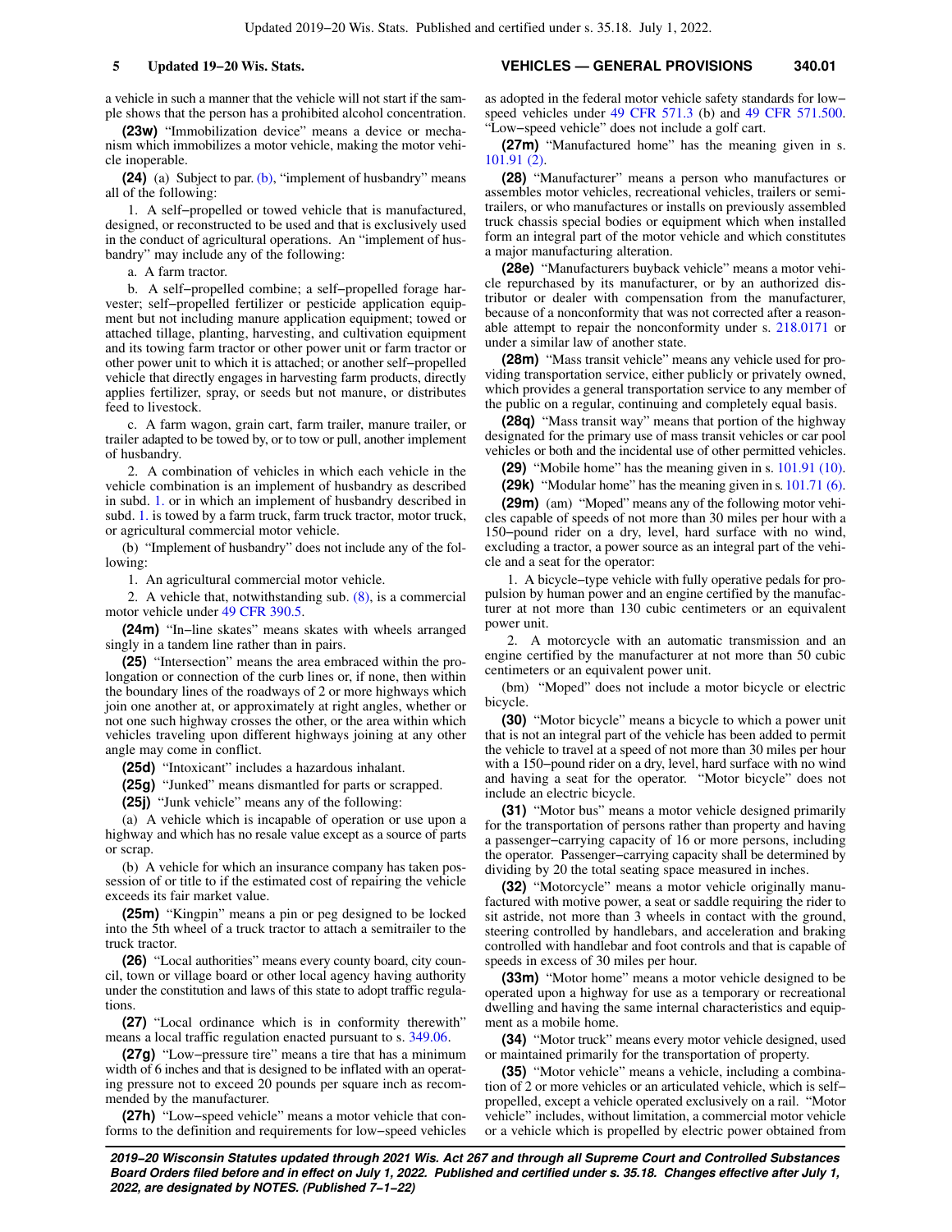a vehicle in such a manner that the vehicle will not start if the sample shows that the person has a prohibited alcohol concentration.

**(23w)** "Immobilization device" means a device or mechanism which immobilizes a motor vehicle, making the motor vehicle inoperable.

**(24)** (a) Subject to par. (b), "implement of husbandry" means all of the following:

1. A self-propelled or towed vehicle that is manufactured, designed, or reconstructed to be used and that is exclusively used in the conduct of agricultural operations. An "implement of husbandry" may include any of the following:

a. A farm tractor.

b. A self-propelled combine; a self-propelled forage harvester; self-propelled fertilizer or pesticide application equipment but not including manure application equipment; towed or attached tillage, planting, harvesting, and cultivation equipment and its towing farm tractor or other power unit or farm tractor or other power unit to which it is attached; or another self-propelled vehicle that directly engages in harvesting farm products, directly applies fertilizer, spray, or seeds but not manure, or distributes feed to livestock.

c. A farm wagon, grain cart, farm trailer, manure trailer, or trailer adapted to be towed by, or to tow or pull, another implement of husbandry.

2. A combination of vehicles in which each vehicle in the vehicle combination is an implement of husbandry as described in subd. 1. or in which an implement of husbandry described in subd. 1. is towed by a farm truck, farm truck tractor, motor truck, or agricultural commercial motor vehicle.

(b) "Implement of husbandry" does not include any of the following:

1. An agricultural commercial motor vehicle.

2. A vehicle that, notwithstanding sub. (8), is a commercial motor vehicle under 49 CFR 390.5.

**(24m)** "In-line skates" means skates with wheels arranged singly in a tandem line rather than in pairs.

**(25)** "Intersection" means the area embraced within the prolongation or connection of the curb lines or, if none, then within the boundary lines of the roadways of 2 or more highways which join one another at, or approximately at right angles, whether or not one such highway crosses the other, or the area within which vehicles traveling upon different highways joining at any other angle may come in conflict.

**(25d)** "Intoxicant" includes a hazardous inhalant.

**(25g)** "Junked" means dismantled for parts or scrapped.

**(25j)** "Junk vehicle" means any of the following:

(a) A vehicle which is incapable of operation or use upon a highway and which has no resale value except as a source of parts or scrap.

(b) A vehicle for which an insurance company has taken possession of or title to if the estimated cost of repairing the vehicle exceeds its fair market value.

**(25m)** "Kingpin" means a pin or peg designed to be locked into the 5th wheel of a truck tractor to attach a semitrailer to the truck tractor.

**(26)** "Local authorities" means every county board, city council, town or village board or other local agency having authority under the constitution and laws of this state to adopt traffic regulations.

**(27)** "Local ordinance which is in conformity therewith" means a local traffic regulation enacted pursuant to s. 349.06.

**(27g)** "Low-pressure tire" means a tire that has a minimum width of 6 inches and that is designed to be inflated with an operating pressure not to exceed 20 pounds per square inch as recommended by the manufacturer.

**(27h)** "Low-speed vehicle" means a motor vehicle that conforms to the definition and requirements for low-speed vehicles as adopted in the federal motor vehicle safety standards for low-speed vehicles under 49 CFR 571.3 (b) and 49 CFR 571.500. "Low-speed vehicle" does not include a golf cart.

**(27m)** "Manufactured home" has the meaning given in s. 101.91 (2).

**(28)** "Manufacturer" means a person who manufactures or assembles motor vehicles, recreational vehicles, trailers or semitrailers, or who manufactures or installs on previously assembled truck chassis special bodies or equipment which when installed form an integral part of the motor vehicle and which constitutes a major manufacturing alteration.

**(28e)** "Manufacturers buyback vehicle" means a motor vehicle repurchased by its manufacturer, or by an authorized distributor or dealer with compensation from the manufacturer, because of a nonconformity that was not corrected after a reasonable attempt to repair the nonconformity under s. 218.0171 or under a similar law of another state.

**(28m)** "Mass transit vehicle" means any vehicle used for providing transportation service, either publicly or privately owned, which provides a general transportation service to any member of the public on a regular, continuing and completely equal basis.

**(28q)** "Mass transit way" means that portion of the highway designated for the primary use of mass transit vehicles or car pool vehicles or both and the incidental use of other permitted vehicles.

**(29)** "Mobile home" has the meaning given in s. 101.91 (10).

**(29k)** "Modular home" has the meaning given in s. 101.71 (6).

**(29m)** (am) "Moped" means any of the following motor vehicles capable of speeds of not more than 30 miles per hour with a 150-pound rider on a dry, level, hard surface with no wind, excluding a tractor, a power source as an integral part of the vehicle and a seat for the operator:

1. A bicycle-type vehicle with fully operative pedals for propulsion by human power and an engine certified by the manufacturer at not more than 130 cubic centimeters or an equivalent power unit.

2. A motorcycle with an automatic transmission and an engine certified by the manufacturer at not more than 50 cubic centimeters or an equivalent power unit.

(bm) "Moped" does not include a motor bicycle or electric bicycle.

**(30)** "Motor bicycle" means a bicycle to which a power unit that is not an integral part of the vehicle has been added to permit the vehicle to travel at a speed of not more than 30 miles per hour with a 150-pound rider on a dry, level, hard surface with no wind and having a seat for the operator. "Motor bicycle" does not include an electric bicycle.

**(31)** "Motor bus" means a motor vehicle designed primarily for the transportation of persons rather than property and having a passenger-carrying capacity of 16 or more persons, including the operator. Passenger-carrying capacity shall be determined by dividing by 20 the total seating space measured in inches.

**(32)** "Motorcycle" means a motor vehicle originally manufactured with motive power, a seat or saddle requiring the rider to sit astride, not more than 3 wheels in contact with the ground, steering controlled by handlebars, and acceleration and braking controlled with handlebar and foot controls and that is capable of speeds in excess of 30 miles per hour.

**(33m)** "Motor home" means a motor vehicle designed to be operated upon a highway for use as a temporary or recreational dwelling and having the same internal characteristics and equipment as a mobile home.

**(34)** "Motor truck" means every motor vehicle designed, used or maintained primarily for the transportation of property.

**(35)** "Motor vehicle" means a vehicle, including a combination of 2 or more vehicles or an articulated vehicle, which is self-propelled, except a vehicle operated exclusively on a rail. "Motor vehicle" includes, without limitation, a commercial motor vehicle or a vehicle which is propelled by electric power obtained from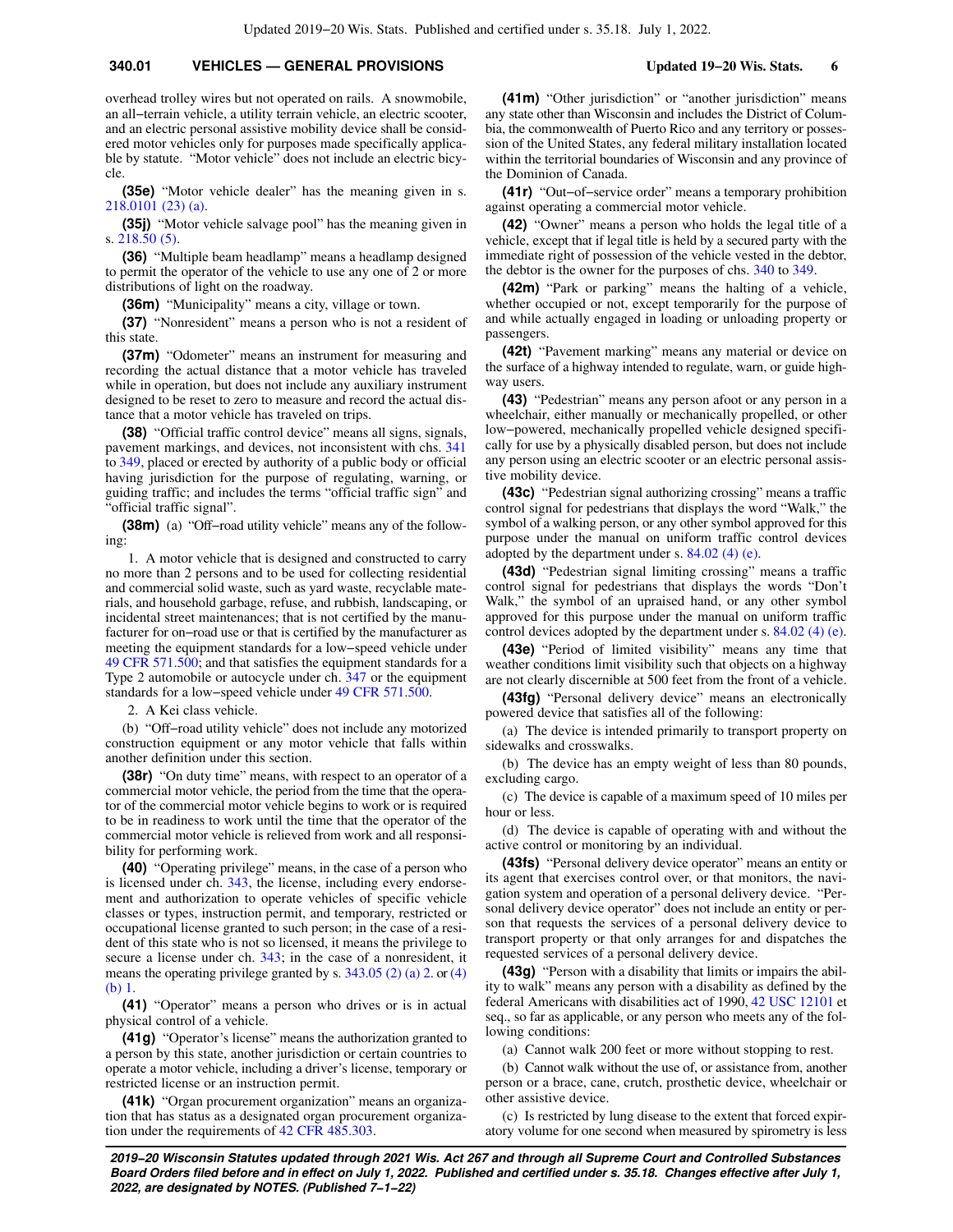overhead trolley wires but not operated on rails. A snowmobile, an all−terrain vehicle, a utility terrain vehicle, an electric scooter, and an electric personal assistive mobility device shall be considered motor vehicles only for purposes made specifically applicable by statute. "Motor vehicle" does not include an electric bicycle.

**(35e)** "Motor vehicle dealer" has the meaning given in s. 218.0101 (23) (a).

**(35j)** "Motor vehicle salvage pool" has the meaning given in s. 218.50 (5).

**(36)** "Multiple beam headlamp" means a headlamp designed to permit the operator of the vehicle to use any one of 2 or more distributions of light on the roadway.

**(36m)** "Municipality" means a city, village or town.

**(37)** "Nonresident" means a person who is not a resident of this state.

**(37m)** "Odometer" means an instrument for measuring and recording the actual distance that a motor vehicle has traveled while in operation, but does not include any auxiliary instrument designed to be reset to zero to measure and record the actual distance that a motor vehicle has traveled on trips.

**(38)** "Official traffic control device" means all signs, signals, pavement markings, and devices, not inconsistent with chs. 341 to 349, placed or erected by authority of a public body or official having jurisdiction for the purpose of regulating, warning, or guiding traffic; and includes the terms "official traffic sign" and "official traffic signal".

**(38m)** (a) "Off−road utility vehicle" means any of the following:

1. A motor vehicle that is designed and constructed to carry no more than 2 persons and to be used for collecting residential and commercial solid waste, such as yard waste, recyclable materials, and household garbage, refuse, and rubbish, landscaping, or incidental street maintenances; that is not certified by the manufacturer for on−road use or that is certified by the manufacturer as meeting the equipment standards for a low−speed vehicle under 49 CFR 571.500; and that satisfies the equipment standards for a Type 2 automobile or autocycle under ch. 347 or the equipment standards for a low−speed vehicle under 49 CFR 571.500.

2. A Kei class vehicle.

(b) "Off−road utility vehicle" does not include any motorized construction equipment or any motor vehicle that falls within another definition under this section.

**(38r)** "On duty time" means, with respect to an operator of a commercial motor vehicle, the period from the time that the operator of the commercial motor vehicle begins to work or is required to be in readiness to work until the time that the operator of the commercial motor vehicle is relieved from work and all responsibility for performing work.

**(40)** "Operating privilege" means, in the case of a person who is licensed under ch. 343, the license, including every endorsement and authorization to operate vehicles of specific vehicle classes or types, instruction permit, and temporary, restricted or occupational license granted to such person; in the case of a resident of this state who is not so licensed, it means the privilege to secure a license under ch. 343; in the case of a nonresident, it means the operating privilege granted by s. 343.05 (2) (a) 2. or (4) (b) 1.

**(41)** "Operator" means a person who drives or is in actual physical control of a vehicle.

**(41g)** "Operator's license" means the authorization granted to a person by this state, another jurisdiction or certain countries to operate a motor vehicle, including a driver's license, temporary or restricted license or an instruction permit.

**(41k)** "Organ procurement organization" means an organization that has status as a designated organ procurement organization under the requirements of 42 CFR 485.303.

**(41m)** "Other jurisdiction" or "another jurisdiction" means any state other than Wisconsin and includes the District of Columbia, the commonwealth of Puerto Rico and any territory or possession of the United States, any federal military installation located within the territorial boundaries of Wisconsin and any province of the Dominion of Canada.

**(41r)** "Out−of−service order" means a temporary prohibition against operating a commercial motor vehicle.

**(42)** "Owner" means a person who holds the legal title of a vehicle, except that if legal title is held by a secured party with the immediate right of possession of the vehicle vested in the debtor, the debtor is the owner for the purposes of chs. 340 to 349.

**(42m)** "Park or parking" means the halting of a vehicle, whether occupied or not, except temporarily for the purpose of and while actually engaged in loading or unloading property or passengers.

**(42t)** "Pavement marking" means any material or device on the surface of a highway intended to regulate, warn, or guide highway users.

**(43)** "Pedestrian" means any person afoot or any person in a wheelchair, either manually or mechanically propelled, or other low−powered, mechanically propelled vehicle designed specifically for use by a physically disabled person, but does not include any person using an electric scooter or an electric personal assistive mobility device.

**(43c)** "Pedestrian signal authorizing crossing" means a traffic control signal for pedestrians that displays the word "Walk," the symbol of a walking person, or any other symbol approved for this purpose under the manual on uniform traffic control devices adopted by the department under s. 84.02 (4) (e).

**(43d)** "Pedestrian signal limiting crossing" means a traffic control signal for pedestrians that displays the words "Don't Walk," the symbol of an upraised hand, or any other symbol approved for this purpose under the manual on uniform traffic control devices adopted by the department under s. 84.02 (4) (e).

**(43e)** "Period of limited visibility" means any time that weather conditions limit visibility such that objects on a highway are not clearly discernible at 500 feet from the front of a vehicle.

**(43fg)** "Personal delivery device" means an electronically powered device that satisfies all of the following:

(a) The device is intended primarily to transport property on sidewalks and crosswalks.

(b) The device has an empty weight of less than 80 pounds, excluding cargo.

(c) The device is capable of a maximum speed of 10 miles per hour or less.

(d) The device is capable of operating with and without the active control or monitoring by an individual.

**(43fs)** "Personal delivery device operator" means an entity or its agent that exercises control over, or that monitors, the navigation system and operation of a personal delivery device. "Personal delivery device operator" does not include an entity or person that requests the services of a personal delivery device to transport property or that only arranges for and dispatches the requested services of a personal delivery device.

**(43g)** "Person with a disability that limits or impairs the ability to walk" means any person with a disability as defined by the federal Americans with disabilities act of 1990, 42 USC 12101 et seq., so far as applicable, or any person who meets any of the following conditions:

(a) Cannot walk 200 feet or more without stopping to rest.

(b) Cannot walk without the use of, or assistance from, another person or a brace, cane, crutch, prosthetic device, wheelchair or other assistive device.

(c) Is restricted by lung disease to the extent that forced expiratory volume for one second when measured by spirometry is less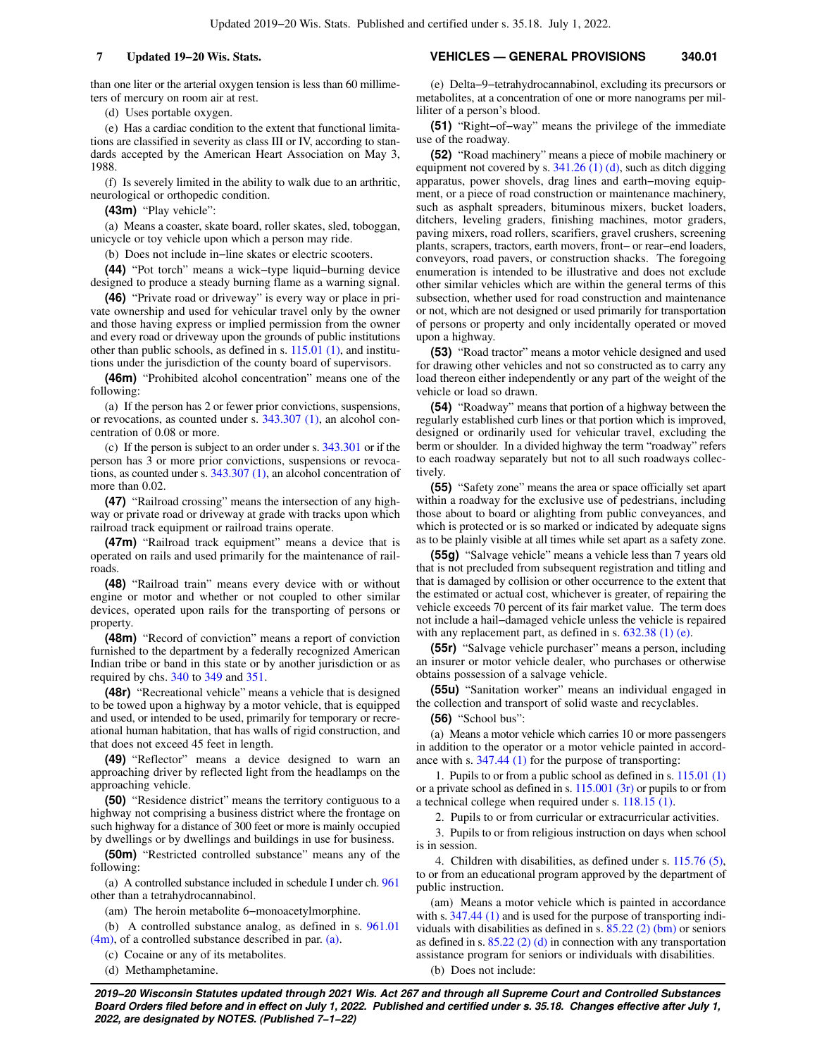than one liter or the arterial oxygen tension is less than 60 millimeters of mercury on room air at rest.

(d) Uses portable oxygen.

(e) Has a cardiac condition to the extent that functional limitations are classified in severity as class III or IV, according to standards accepted by the American Heart Association on May 3, 1988.

(f) Is severely limited in the ability to walk due to an arthritic, neurological or orthopedic condition.

**(43m)** "Play vehicle":

(a) Means a coaster, skate board, roller skates, sled, toboggan, unicycle or toy vehicle upon which a person may ride.

(b) Does not include in−line skates or electric scooters.

**(44)** "Pot torch" means a wick−type liquid−burning device designed to produce a steady burning flame as a warning signal.

**(46)** "Private road or driveway" is every way or place in private ownership and used for vehicular travel only by the owner and those having express or implied permission from the owner and every road or driveway upon the grounds of public institutions other than public schools, as defined in s. 115.01 (1), and institutions under the jurisdiction of the county board of supervisors.

**(46m)** "Prohibited alcohol concentration" means one of the following:

(a) If the person has 2 or fewer prior convictions, suspensions, or revocations, as counted under s. 343.307 (1), an alcohol concentration of 0.08 or more.

(c) If the person is subject to an order under s. 343.301 or if the person has 3 or more prior convictions, suspensions or revocations, as counted under s. 343.307 (1), an alcohol concentration of more than 0.02.

**(47)** "Railroad crossing" means the intersection of any highway or private road or driveway at grade with tracks upon which railroad track equipment or railroad trains operate.

**(47m)** "Railroad track equipment" means a device that is operated on rails and used primarily for the maintenance of railroads.

**(48)** "Railroad train" means every device with or without engine or motor and whether or not coupled to other similar devices, operated upon rails for the transporting of persons or property.

**(48m)** "Record of conviction" means a report of conviction furnished to the department by a federally recognized American Indian tribe or band in this state or by another jurisdiction or as required by chs. 340 to 349 and 351.

**(48r)** "Recreational vehicle" means a vehicle that is designed to be towed upon a highway by a motor vehicle, that is equipped and used, or intended to be used, primarily for temporary or recreational human habitation, that has walls of rigid construction, and that does not exceed 45 feet in length.

**(49)** "Reflector" means a device designed to warn an approaching driver by reflected light from the headlamps on the approaching vehicle.

**(50)** "Residence district" means the territory contiguous to a highway not comprising a business district where the frontage on such highway for a distance of 300 feet or more is mainly occupied by dwellings or by dwellings and buildings in use for business.

**(50m)** "Restricted controlled substance" means any of the following:

(a) A controlled substance included in schedule I under ch. 961 other than a tetrahydrocannabinol.

(am) The heroin metabolite 6−monoacetylmorphine.

(b) A controlled substance analog, as defined in s. 961.01 (4m), of a controlled substance described in par. (a).

(c) Cocaine or any of its metabolites.

(d) Methamphetamine.

(e) Delta−9−tetrahydrocannabinol, excluding its precursors or metabolites, at a concentration of one or more nanograms per milliliter of a person's blood.

**(51)** "Right−of−way" means the privilege of the immediate use of the roadway.

**(52)** "Road machinery" means a piece of mobile machinery or equipment not covered by s. 341.26 (1) (d), such as ditch digging apparatus, power shovels, drag lines and earth−moving equipment, or a piece of road construction or maintenance machinery, such as asphalt spreaders, bituminous mixers, bucket loaders, ditchers, leveling graders, finishing machines, motor graders, paving mixers, road rollers, scarifiers, gravel crushers, screening plants, scrapers, tractors, earth movers, front− or rear−end loaders, conveyors, road pavers, or construction shacks. The foregoing enumeration is intended to be illustrative and does not exclude other similar vehicles which are within the general terms of this subsection, whether used for road construction and maintenance or not, which are not designed or used primarily for transportation of persons or property and only incidentally operated or moved upon a highway.

**(53)** "Road tractor" means a motor vehicle designed and used for drawing other vehicles and not so constructed as to carry any load thereon either independently or any part of the weight of the vehicle or load so drawn.

**(54)** "Roadway" means that portion of a highway between the regularly established curb lines or that portion which is improved, designed or ordinarily used for vehicular travel, excluding the berm or shoulder. In a divided highway the term "roadway" refers to each roadway separately but not to all such roadways collectively.

**(55)** "Safety zone" means the area or space officially set apart within a roadway for the exclusive use of pedestrians, including those about to board or alighting from public conveyances, and which is protected or is so marked or indicated by adequate signs as to be plainly visible at all times while set apart as a safety zone.

**(55g)** "Salvage vehicle" means a vehicle less than 7 years old that is not precluded from subsequent registration and titling and that is damaged by collision or other occurrence to the extent that the estimated or actual cost, whichever is greater, of repairing the vehicle exceeds 70 percent of its fair market value. The term does not include a hail−damaged vehicle unless the vehicle is repaired with any replacement part, as defined in s. 632.38 (1) (e).

**(55r)** "Salvage vehicle purchaser" means a person, including an insurer or motor vehicle dealer, who purchases or otherwise obtains possession of a salvage vehicle.

**(55u)** "Sanitation worker" means an individual engaged in the collection and transport of solid waste and recyclables.

**(56)** "School bus":

(a) Means a motor vehicle which carries 10 or more passengers in addition to the operator or a motor vehicle painted in accordance with s. 347.44 (1) for the purpose of transporting:

1. Pupils to or from a public school as defined in s. 115.01 (1) or a private school as defined in s. 115.001 (3r) or pupils to or from a technical college when required under s. 118.15 (1).

2. Pupils to or from curricular or extracurricular activities.

3. Pupils to or from religious instruction on days when school is in session.

4. Children with disabilities, as defined under s. 115.76 (5), to or from an educational program approved by the department of public instruction.

(am) Means a motor vehicle which is painted in accordance with s. 347.44 (1) and is used for the purpose of transporting individuals with disabilities as defined in s. 85.22 (2) (bm) or seniors as defined in s. 85.22 (2) (d) in connection with any transportation assistance program for seniors or individuals with disabilities.

(b) Does not include: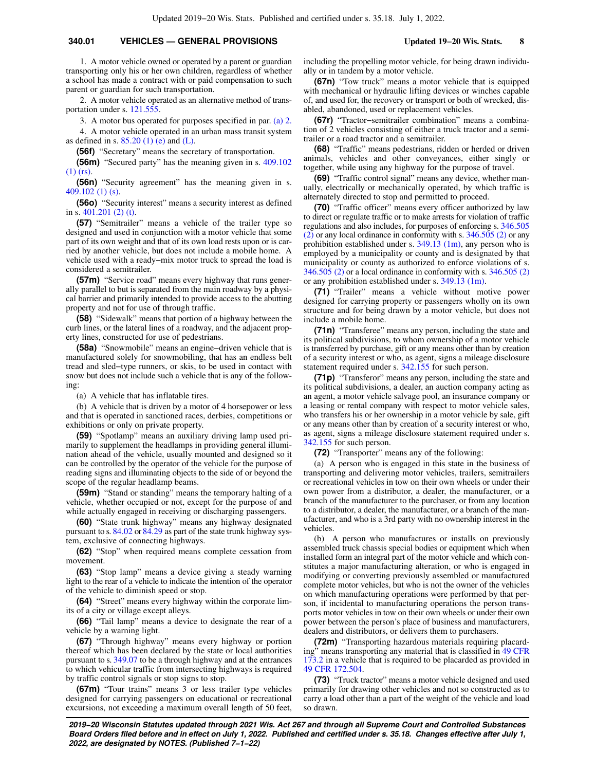1. A motor vehicle owned or operated by a parent or guardian transporting only his or her own children, regardless of whether a school has made a contract with or paid compensation to such parent or guardian for such transportation.

2. A motor vehicle operated as an alternative method of transportation under s. 121.555.

3. A motor bus operated for purposes specified in par. (a) 2.

4. A motor vehicle operated in an urban mass transit system as defined in s. 85.20 (1) (e) and (L).

**(56f)** "Secretary" means the secretary of transportation.

**(56m)** "Secured party" has the meaning given in s. 409.102 (1) (rs).

**(56n)** "Security agreement" has the meaning given in s. 409.102 (1) (s).

**(56o)** "Security interest" means a security interest as defined in s. 401.201 (2) (t).

**(57)** "Semitrailer" means a vehicle of the trailer type so designed and used in conjunction with a motor vehicle that some part of its own weight and that of its own load rests upon or is carried by another vehicle, but does not include a mobile home. A vehicle used with a ready−mix motor truck to spread the load is considered a semitrailer.

**(57m)** "Service road" means every highway that runs generally parallel to but is separated from the main roadway by a physical barrier and primarily intended to provide access to the abutting property and not for use of through traffic.

**(58)** "Sidewalk" means that portion of a highway between the curb lines, or the lateral lines of a roadway, and the adjacent property lines, constructed for use of pedestrians.

**(58a)** "Snowmobile" means an engine−driven vehicle that is manufactured solely for snowmobiling, that has an endless belt tread and sled−type runners, or skis, to be used in contact with snow but does not include such a vehicle that is any of the following:

(a) A vehicle that has inflatable tires.

(b) A vehicle that is driven by a motor of 4 horsepower or less and that is operated in sanctioned races, derbies, competitions or exhibitions or only on private property.

**(59)** "Spotlamp" means an auxiliary driving lamp used primarily to supplement the headlamps in providing general illumination ahead of the vehicle, usually mounted and designed so it can be controlled by the operator of the vehicle for the purpose of reading signs and illuminating objects to the side of or beyond the scope of the regular headlamp beams.

**(59m)** "Stand or standing" means the temporary halting of a vehicle, whether occupied or not, except for the purpose of and while actually engaged in receiving or discharging passengers.

**(60)** "State trunk highway" means any highway designated pursuant to s. 84.02 or 84.29 as part of the state trunk highway system, exclusive of connecting highways.

**(62)** "Stop" when required means complete cessation from movement.

**(63)** "Stop lamp" means a device giving a steady warning light to the rear of a vehicle to indicate the intention of the operator of the vehicle to diminish speed or stop.

**(64)** "Street" means every highway within the corporate limits of a city or village except alleys.

**(66)** "Tail lamp" means a device to designate the rear of a vehicle by a warning light.

**(67)** "Through highway" means every highway or portion thereof which has been declared by the state or local authorities pursuant to s. 349.07 to be a through highway and at the entrances to which vehicular traffic from intersecting highways is required by traffic control signals or stop signs to stop.

**(67m)** "Tour trains" means 3 or less trailer type vehicles designed for carrying passengers on educational or recreational excursions, not exceeding a maximum overall length of 50 feet, including the propelling motor vehicle, for being drawn individually or in tandem by a motor vehicle.

**(67n)** "Tow truck" means a motor vehicle that is equipped with mechanical or hydraulic lifting devices or winches capable of, and used for, the recovery or transport or both of wrecked, disabled, abandoned, used or replacement vehicles.

**(67r)** "Tractor−semitrailer combination" means a combination of 2 vehicles consisting of either a truck tractor and a semitrailer or a road tractor and a semitrailer.

**(68)** "Traffic" means pedestrians, ridden or herded or driven animals, vehicles and other conveyances, either singly or together, while using any highway for the purpose of travel.

**(69)** "Traffic control signal" means any device, whether manually, electrically or mechanically operated, by which traffic is alternately directed to stop and permitted to proceed.

**(70)** "Traffic officer" means every officer authorized by law to direct or regulate traffic or to make arrests for violation of traffic regulations and also includes, for purposes of enforcing s. 346.505 (2) or any local ordinance in conformity with s. 346.505 (2) or any prohibition established under s. 349.13 (1m), any person who is employed by a municipality or county and is designated by that municipality or county as authorized to enforce violations of s. 346.505 (2) or a local ordinance in conformity with s. 346.505 (2) or any prohibition established under s. 349.13 (1m).

**(71)** "Trailer" means a vehicle without motive power designed for carrying property or passengers wholly on its own structure and for being drawn by a motor vehicle, but does not include a mobile home.

**(71n)** "Transferee" means any person, including the state and its political subdivisions, to whom ownership of a motor vehicle is transferred by purchase, gift or any means other than by creation of a security interest or who, as agent, signs a mileage disclosure statement required under s. 342.155 for such person.

**(71p)** "Transferor" means any person, including the state and its political subdivisions, a dealer, an auction company acting as an agent, a motor vehicle salvage pool, an insurance company or a leasing or rental company with respect to motor vehicle sales, who transfers his or her ownership in a motor vehicle by sale, gift or any means other than by creation of a security interest or who, as agent, signs a mileage disclosure statement required under s. 342.155 for such person.

**(72)** "Transporter" means any of the following:

(a) A person who is engaged in this state in the business of transporting and delivering motor vehicles, trailers, semitrailers or recreational vehicles in tow on their own wheels or under their own power from a distributor, a dealer, the manufacturer, or a branch of the manufacturer to the purchaser, or from any location to a distributor, a dealer, the manufacturer, or a branch of the manufacturer, and who is a 3rd party with no ownership interest in the vehicles.

(b) A person who manufactures or installs on previously assembled truck chassis special bodies or equipment which when installed form an integral part of the motor vehicle and which constitutes a major manufacturing alteration, or who is engaged in modifying or converting previously assembled or manufactured complete motor vehicles, but who is not the owner of the vehicles on which manufacturing operations were performed by that person, if incidental to manufacturing operations the person transports motor vehicles in tow on their own wheels or under their own power between the person's place of business and manufacturers, dealers and distributors, or delivers them to purchasers.

**(72m)** "Transporting hazardous materials requiring placarding" means transporting any material that is classified in 49 CFR 173.2 in a vehicle that is required to be placarded as provided in 49 CFR 172.504.

**(73)** "Truck tractor" means a motor vehicle designed and used primarily for drawing other vehicles and not so constructed as to carry a load other than a part of the weight of the vehicle and load so drawn.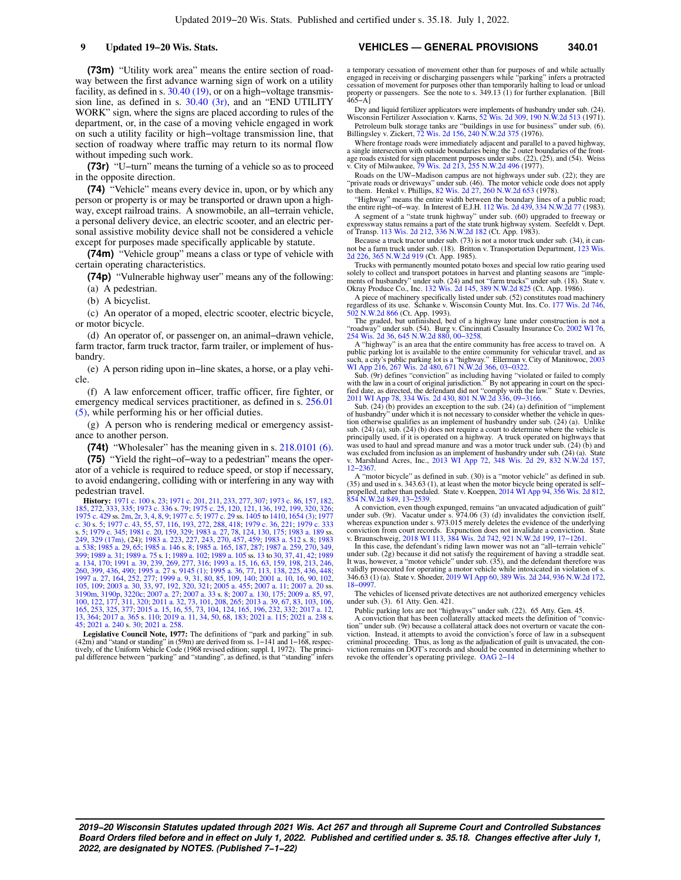**(73m)** "Utility work area" means the entire section of roadway between the first advance warning sign of work on a utility facility, as defined in s. 30.40 (19), or on a high−voltage transmission line, as defined in s. 30.40 (3r), and an "END UTILITY WORK" sign, where the signs are placed according to rules of the department, or, in the case of a moving vehicle engaged in work on such a utility facility or high−voltage transmission line, that section of roadway where traffic may return to its normal flow without impeding such work.

**(73r)** "U−turn" means the turning of a vehicle so as to proceed in the opposite direction.

**(74)** "Vehicle" means every device in, upon, or by which any person or property is or may be transported or drawn upon a highway, except railroad trains. A snowmobile, an all−terrain vehicle, a personal delivery device, an electric scooter, and an electric personal assistive mobility device shall not be considered a vehicle except for purposes made specifically applicable by statute.

**(74m)** "Vehicle group" means a class or type of vehicle with certain operating characteristics.

**(74p)** "Vulnerable highway user" means any of the following:

(a) A pedestrian.

(b) A bicyclist.

(c) An operator of a moped, electric scooter, electric bicycle, or motor bicycle.

(d) An operator of, or passenger on, an animal−drawn vehicle, farm tractor, farm truck tractor, farm trailer, or implement of husbandry.

(e) A person riding upon in−line skates, a horse, or a play vehicle.

(f) A law enforcement officer, traffic officer, fire fighter, or emergency medical services practitioner, as defined in s. 256.01 (5), while performing his or her official duties.

(g) A person who is rendering medical or emergency assistance to another person.

**(74t)** "Wholesaler" has the meaning given in s. 218.0101 (6).

**(75)** "Yield the right−of−way to a pedestrian" means the operator of a vehicle is required to reduce speed, or stop if necessary, to avoid endangering, colliding with or interfering in any way with pedestrian travel.

**History:** 1971 c. 100 s. 23; 1971 c. 201, 211, 233, 277, 307; 1973 c. 86, 157, 182, 185, 272, 333, 335; 1973 c. 336 s. 79; 1975 c. 25, 120, 121, 136, 192, 199, 320, 326; 1975 c. 429 ss. 2m, 2r, 3, 4, 8, 9; 1977 c. 5; 1977 c. 29 ss. 1405 to 1410, 1654 (3); 1977 c. 30 s. 5; 1977 c. 43, 55, 57, 116, 193, 272, 288, 418; 1979 c. 36, 221; 1979 c. 333 s. 5; 1979 c. 345; 1981 c. 20, 159, 329; 1983 a. 27, 78, 124, 130, 175; 1983 a. 189 ss. 249, 329 (17m), (24); 1983 a. 223, 227, 243, 270, 457, 459; 1983 a. 512 s. 8; 1983 a. 538; 1985 a. 29, 65; 1985 a. 146 s. 8; 1985 a. 165, 187, 287; 1987 a. 259, 270, 349, 399; 1989 a. 31; 1989 a. 75 s. 1; 1989 a. 102; 1989 a. 105 ss. 13 to 30, 37, 41, 42; 1989 a. 134, 170; 1991 a. 39, 239, 269, 277, 316; 1993 a. 15, 16, 63, 159, 198, 213, 246, 260, 399, 436, 490; 1995 a. 27 s. 9145 (1); 1995 a. 36, 77, 113, 138, 225, 436, 448; 1997 a. 27, 164, 252, 277; 1999 a. 9, 31, 80, 85, 109, 140; 2001 a. 10, 16, 90, 102, 105, 109; 2003 a. 30, 33, 97, 192, 320, 321; 2005 a. 455; 2007 a. 11; 2007 a. 20 ss. 3190m, 3190p, 3220c; 2007 a. 27; 2007 a. 33 s. 8; 2007 a. 130, 175; 2009 a. 85, 97, 100, 122, 177, 311, 320; 2011 a. 32, 73, 101, 208, 265; 2013 a. 39, 67, 83, 103, 106, 165, 253, 325, 377; 2015 a. 15, 16, 55, 73, 104, 124, 165, 196, 232, 332; 2017 a. 12, 13, 364; 2017 a. 365 s. 110; 2019 a. 11, 34, 50, 68, 183; 2021 a. 115; 2021 a. 238 s. 45; 2021 a. 240 s. 30; 2021 a. 258.

**Legislative Council Note, 1977:** The definitions of "park and parking" in sub. (42m) and "stand or standing" in (59m) are derived from ss. 1−141 and 1−168, respectively, of the Uniform Vehicle Code (1968 revised edition; suppl. I, 1972). The principal difference between "parking" and "standing", as defined, is that "standing" infers a temporary cessation of movement other than for purposes of and while actually engaged in receiving or discharging passengers while "parking" infers a protracted cessation of movement for purposes other than temporarily halting to load or unload property or passengers. See the note to s. 349.13 (1) for further explanation. [Bill 465−A]

Dry and liquid fertilizer applicators were implements of husbandry under sub. (24). Wisconsin Fertilizer Association v. Karns, 52 Wis. 2d 309, 190 N.W.2d 513 (1971).

Petroleum bulk storage tanks are "buildings in use for business" under sub. (6). Billingsley v. Zickert, 72 Wis. 2d 156, 240 N.W.2d 375 (1976).

Where frontage roads were immediately adjacent and parallel to a paved highway, a single intersection with outside boundaries being the 2 outer boundaries of the frontage roads existed for sign placement purposes under subs. (22), (25), and (54). Weiss v. City of Milwaukee, 79 Wis. 2d 213, 255 N.W.2d 496 (1977).

Roads on the UW−Madison campus are not highways under sub. (22); they are "private roads or driveways" under sub. (46). The motor vehicle code does not apply to them. Henkel v. Phillips, 82 Wis. 2d 27, 260 N.W.2d 653 (1978).

"Highway" means the entire width between the boundary lines of a public road; the entire right−of−way. In Interest of E.J.H. 112 Wis. 2d 439, 334 N.W.2d 77 (1983).

A segment of a "state trunk highway" under sub. (60) upgraded to freeway or expressway status remains a part of the state trunk highway system. Seefeldt v. Dept. of Transp. 113 Wis. 2d 212, 336 N.W.2d 182 (Ct. App. 1983).

Because a truck tractor under sub. (73) is not a motor truck under sub. (34), it cannot be a farm truck under sub. (18). Britton v. Transportation Department, 123 Wis. 2d 226, 365 N.W.2d 919 (Ct. App. 1985).

Trucks with permanently mounted potato boxes and special low ratio gearing used solely to collect and transport potatoes in harvest and planting seasons are "implements of husbandry" under sub. (24) and not "farm trucks" under sub. (18). State v. Okray Produce Co., Inc. 132 Wis. 2d 145, 389 N.W.2d 825 (Ct. App. 1986).

A piece of machinery specifically listed under sub. (52) constitutes road machinery regardless of its use. Schanke v. Wisconsin County Mut. Ins. Co. 177 Wis. 2d 746, 502 N.W.2d 866 (Ct. App. 1993).

The graded, but unfinished, bed of a highway lane under construction is not a "roadway" under sub. (54). Burg v. Cincinnati Casualty Insurance Co. 2002 WI 76, 254 Wis. 2d 36, 645 N.W.2d 880, 00−3258.

A "highway" is an area that the entire community has free access to travel on. A public parking lot is available to the entire community for vehicular travel, and as such, a city's public parking lot is a "highway." Ellerman v. City of Manitowoc, 2003 WI App 216, 267 Wis. 2d 480, 671 N.W.2d 366, 03−0322.

Sub. (9r) defines "conviction" as including having "violated or failed to comply with the law in a court of original jurisdiction." By not appearing in court on the specified date, as directed, the defendant did not "comply with the law." State v. Devries, 2011 WI App 78, 334 Wis. 2d 430, 801 N.W.2d 336, 09−3166.

Sub. (24) (b) provides an exception to the sub. (24) (a) definition of "implement of husbandry" under which it is not necessary to consider whether the vehicle in question otherwise qualifies as an implement of husbandry under sub. (24) (a). Unlike sub. (24) (a), sub. (24) (b) does not require a court to determine where the vehicle is principally used, if it is operated on a highway. A truck operated on highways that was used to haul and spread manure and was a motor truck under sub. (24) (b) and was excluded from inclusion as an implement of husbandry under sub. (24) (a). State v. Marshland Acres, Inc., 2013 WI App 72, 348 Wis. 2d 29, 832 N.W.2d 157, 12−2367.

A "motor bicycle" as defined in sub. (30) is a "motor vehicle" as defined in sub. (35) and used in s. 343.63 (1), at least when the motor bicycle being operated is self−propelled, rather than pedaled. State v. Koeppen, 2014 WI App 94, 356 Wis. 2d 812, 854 N.W.2d 849, 13−2539.

A conviction, even though expunged, remains "an unvacated adjudication of guilt" under sub. (9r). Vacatur under s. 974.06 (3) (d) invalidates the conviction itself, whereas expunction under s. 973.015 merely deletes the evidence of the underlying conviction from court records. Expunction does not invalidate a conviction. State v. Braunschweig, 2018 WI 113, 384 Wis. 2d 742, 921 N.W.2d 199, 17−1261.

In this case, the defendant's riding lawn mower was not an "all−terrain vehicle" under sub. (2g) because it did not satisfy the requirement of having a straddle seat. It was, however, a "motor vehicle" under sub. (35), and the defendant therefore was validly prosecuted for operating a motor vehicle while intoxicated in violation of s. 346.63 (1) (a). State v. Shoeder, 2019 WI App 60, 389 Wis. 2d 244, 936 N.W.2d 172, 18−0997.

The vehicles of licensed private detectives are not authorized emergency vehicles under sub. (3). 61 Atty. Gen. 421.

Public parking lots are not "highways" under sub. (22). 65 Atty. Gen. 45.

A conviction that has been collaterally attacked meets the definition of "conviction" under sub. (9r) because a collateral attack does not overturn or vacate the conviction. Instead, it attempts to avoid the conviction's force of law in a subsequent criminal proceeding. Thus, as long as the adjudication of guilt is unvacated, the conviction remains on DOT's records and should be counted in determining whether to revoke the offender's operating privilege. OAG 2−14